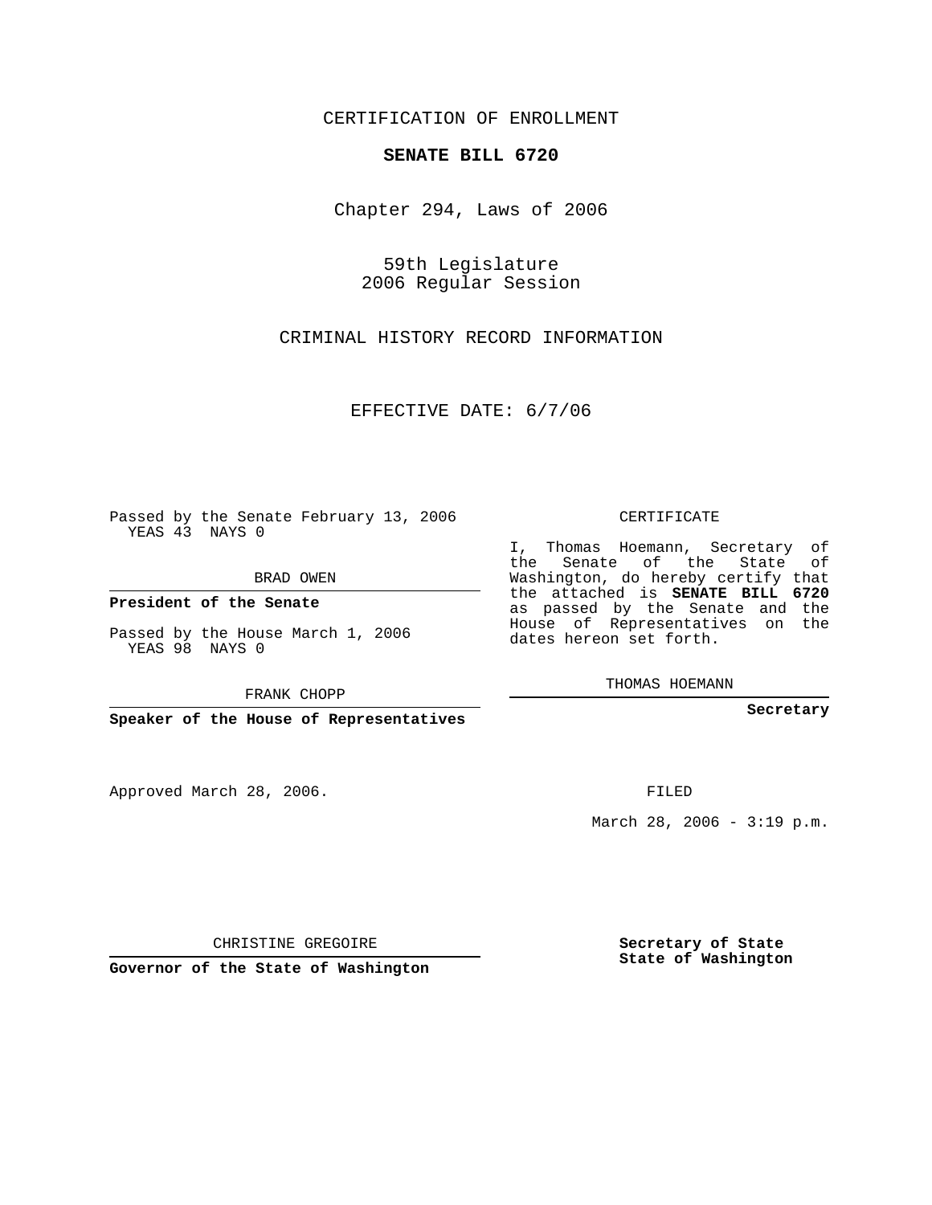CERTIFICATION OF ENROLLMENT

**SENATE BILL 6720**

Chapter 294, Laws of 2006

59th Legislature
2006 Regular Session

CRIMINAL HISTORY RECORD INFORMATION

EFFECTIVE DATE: 6/7/06

Passed by the Senate February 13, 2006
YEAS 43 NAYS 0

BRAD OWEN

**President of the Senate**

Passed by the House March 1, 2006
YEAS 98 NAYS 0

FRANK CHOPP

**Speaker of the House of Representatives**

CERTIFICATE

I, Thomas Hoemann, Secretary of the Senate of the State of Washington, do hereby certify that the attached is **SENATE BILL 6720** as passed by the Senate and the House of Representatives on the dates hereon set forth.

THOMAS HOEMANN

**Secretary**

Approved March 28, 2006.

FILED

March 28, 2006 - 3:19 p.m.

CHRISTINE GREGOIRE

**Governor of the State of Washington**

**Secretary of State**
**State of Washington**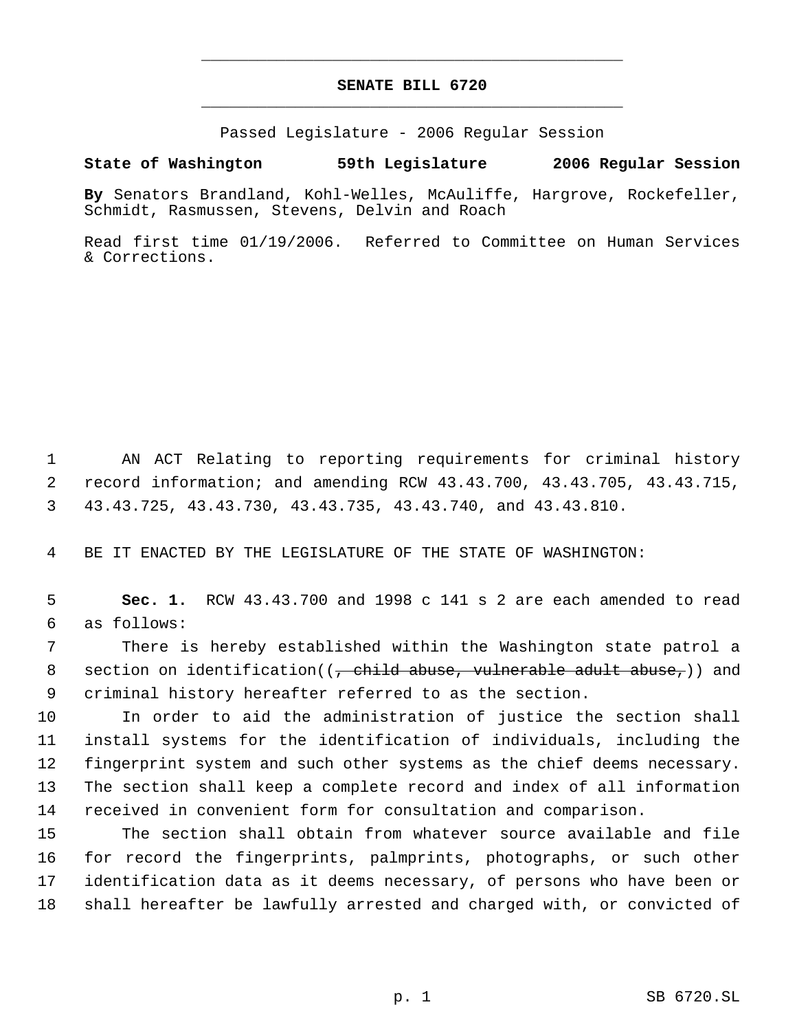# SENATE BILL 6720

Passed Legislature - 2006 Regular Session

**State of Washington 59th Legislature 2006 Regular Session**

**By** Senators Brandland, Kohl-Welles, McAuliffe, Hargrove, Rockefeller, Schmidt, Rasmussen, Stevens, Delvin and Roach

Read first time 01/19/2006. Referred to Committee on Human Services & Corrections.

AN ACT Relating to reporting requirements for criminal history record information; and amending RCW 43.43.700, 43.43.705, 43.43.715, 43.43.725, 43.43.730, 43.43.735, 43.43.740, and 43.43.810.

BE IT ENACTED BY THE LEGISLATURE OF THE STATE OF WASHINGTON:

**Sec. 1.** RCW 43.43.700 and 1998 c 141 s 2 are each amended to read as follows:

There is hereby established within the Washington state patrol a section on identification((~~, child abuse, vulnerable adult abuse,~~)) and criminal history hereafter referred to as the section.

In order to aid the administration of justice the section shall install systems for the identification of individuals, including the fingerprint system and such other systems as the chief deems necessary. The section shall keep a complete record and index of all information received in convenient form for consultation and comparison.

The section shall obtain from whatever source available and file for record the fingerprints, palmprints, photographs, or such other identification data as it deems necessary, of persons who have been or shall hereafter be lawfully arrested and charged with, or convicted of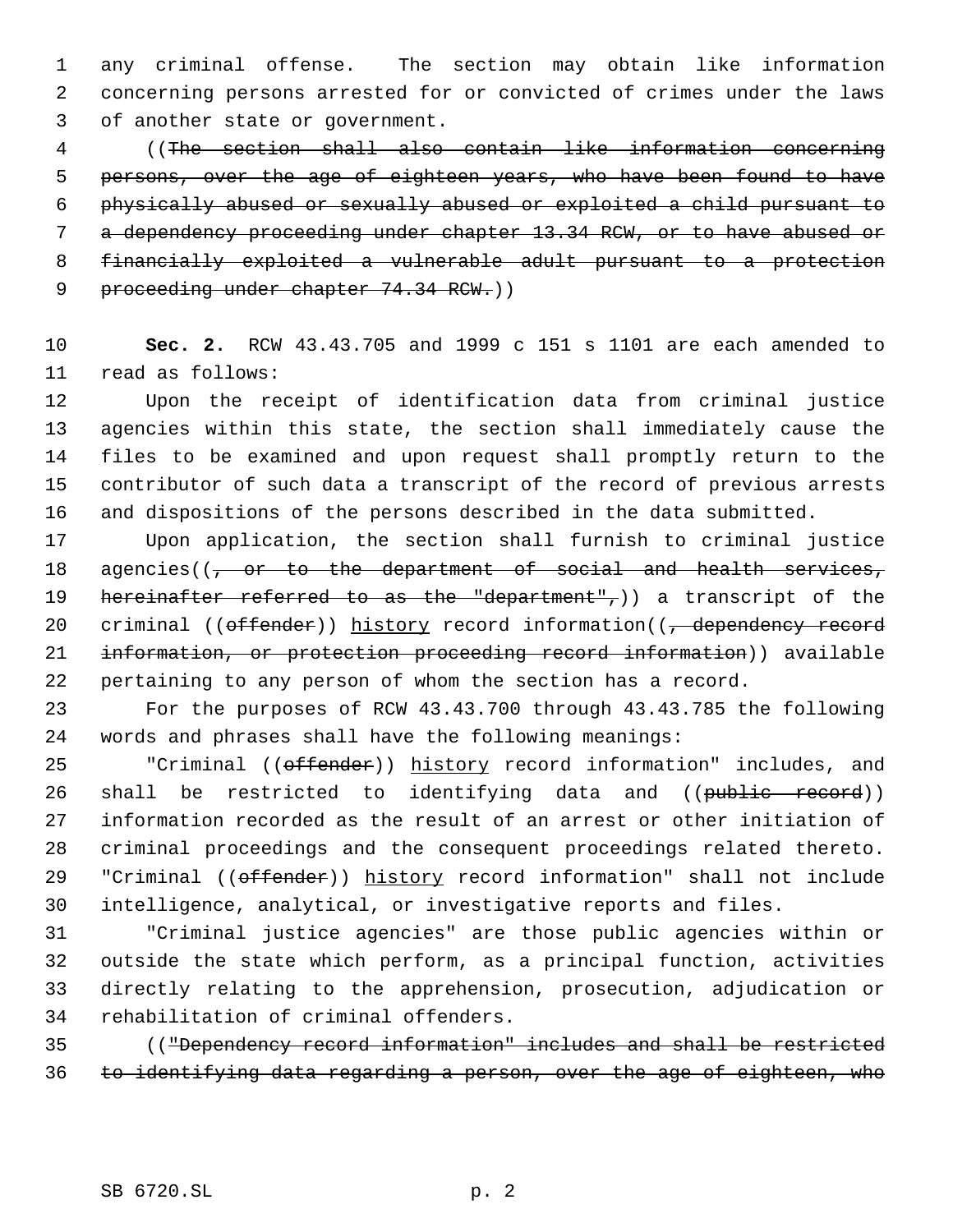any criminal offense. The section may obtain like information concerning persons arrested for or convicted of crimes under the laws of another state or government.

((~~The section shall also contain like information concerning persons, over the age of eighteen years, who have been found to have physically abused or sexually abused or exploited a child pursuant to a dependency proceeding under chapter 13.34 RCW, or to have abused or financially exploited a vulnerable adult pursuant to a protection proceeding under chapter 74.34 RCW.~~))

**Sec. 2.** RCW 43.43.705 and 1999 c 151 s 1101 are each amended to read as follows:

Upon the receipt of identification data from criminal justice agencies within this state, the section shall immediately cause the files to be examined and upon request shall promptly return to the contributor of such data a transcript of the record of previous arrests and dispositions of the persons described in the data submitted.

Upon application, the section shall furnish to criminal justice agencies((~~, or to the department of social and health services, hereinafter referred to as the "department",~~)) a transcript of the criminal ((~~offender~~)) <u>history</u> record information((~~, dependency record information, or protection proceeding record information~~)) available pertaining to any person of whom the section has a record.

For the purposes of RCW 43.43.700 through 43.43.785 the following words and phrases shall have the following meanings:

"Criminal ((~~offender~~)) <u>history</u> record information" includes, and shall be restricted to identifying data and ((~~public record~~)) information recorded as the result of an arrest or other initiation of criminal proceedings and the consequent proceedings related thereto. "Criminal ((~~offender~~)) <u>history</u> record information" shall not include intelligence, analytical, or investigative reports and files.

"Criminal justice agencies" are those public agencies within or outside the state which perform, as a principal function, activities directly relating to the apprehension, prosecution, adjudication or rehabilitation of criminal offenders.

((~~"Dependency record information" includes and shall be restricted to identifying data regarding a person, over the age of eighteen, who~~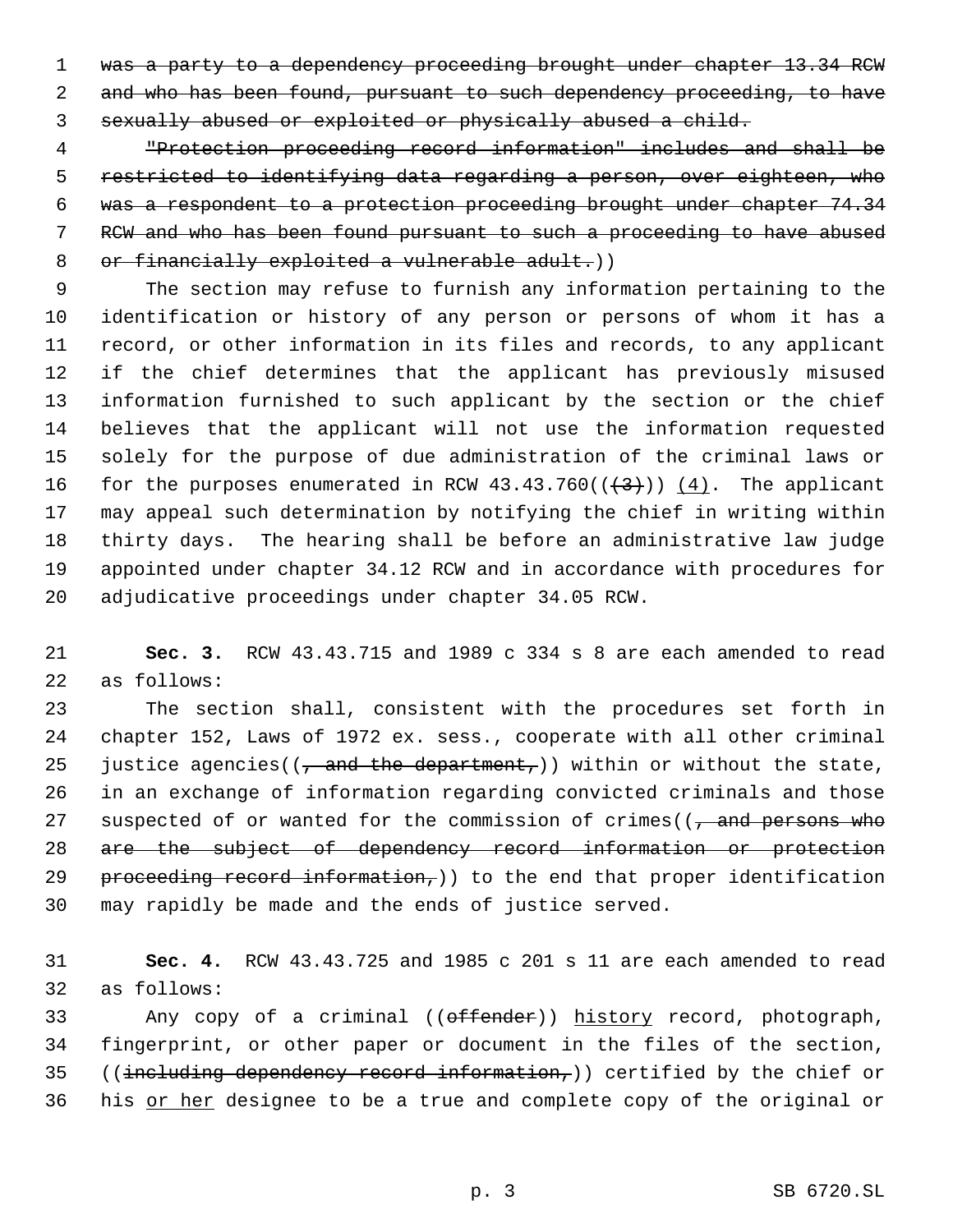~~was a party to a dependency proceeding brought under chapter 13.34 RCW and who has been found, pursuant to such dependency proceeding, to have sexually abused or exploited or physically abused a child.~~

~~"Protection proceeding record information" includes and shall be restricted to identifying data regarding a person, over eighteen, who was a respondent to a protection proceeding brought under chapter 74.34 RCW and who has been found pursuant to such a proceeding to have abused or financially exploited a vulnerable adult.~~))

The section may refuse to furnish any information pertaining to the identification or history of any person or persons of whom it has a record, or other information in its files and records, to any applicant if the chief determines that the applicant has previously misused information furnished to such applicant by the section or the chief believes that the applicant will not use the information requested solely for the purpose of due administration of the criminal laws or for the purposes enumerated in RCW 43.43.760((~~(3)~~)) <u>(4)</u>. The applicant may appeal such determination by notifying the chief in writing within thirty days. The hearing shall be before an administrative law judge appointed under chapter 34.12 RCW and in accordance with procedures for adjudicative proceedings under chapter 34.05 RCW.

**Sec. 3.** RCW 43.43.715 and 1989 c 334 s 8 are each amended to read as follows:

The section shall, consistent with the procedures set forth in chapter 152, Laws of 1972 ex. sess., cooperate with all other criminal justice agencies((~~, and the department,~~)) within or without the state, in an exchange of information regarding convicted criminals and those suspected of or wanted for the commission of crimes((~~, and persons who are the subject of dependency record information or protection proceeding record information,~~)) to the end that proper identification may rapidly be made and the ends of justice served.

**Sec. 4.** RCW 43.43.725 and 1985 c 201 s 11 are each amended to read as follows:

Any copy of a criminal ((~~offender~~)) <u>history</u> record, photograph, fingerprint, or other paper or document in the files of the section, ((~~including dependency record information,~~)) certified by the chief or his <u>or her</u> designee to be a true and complete copy of the original or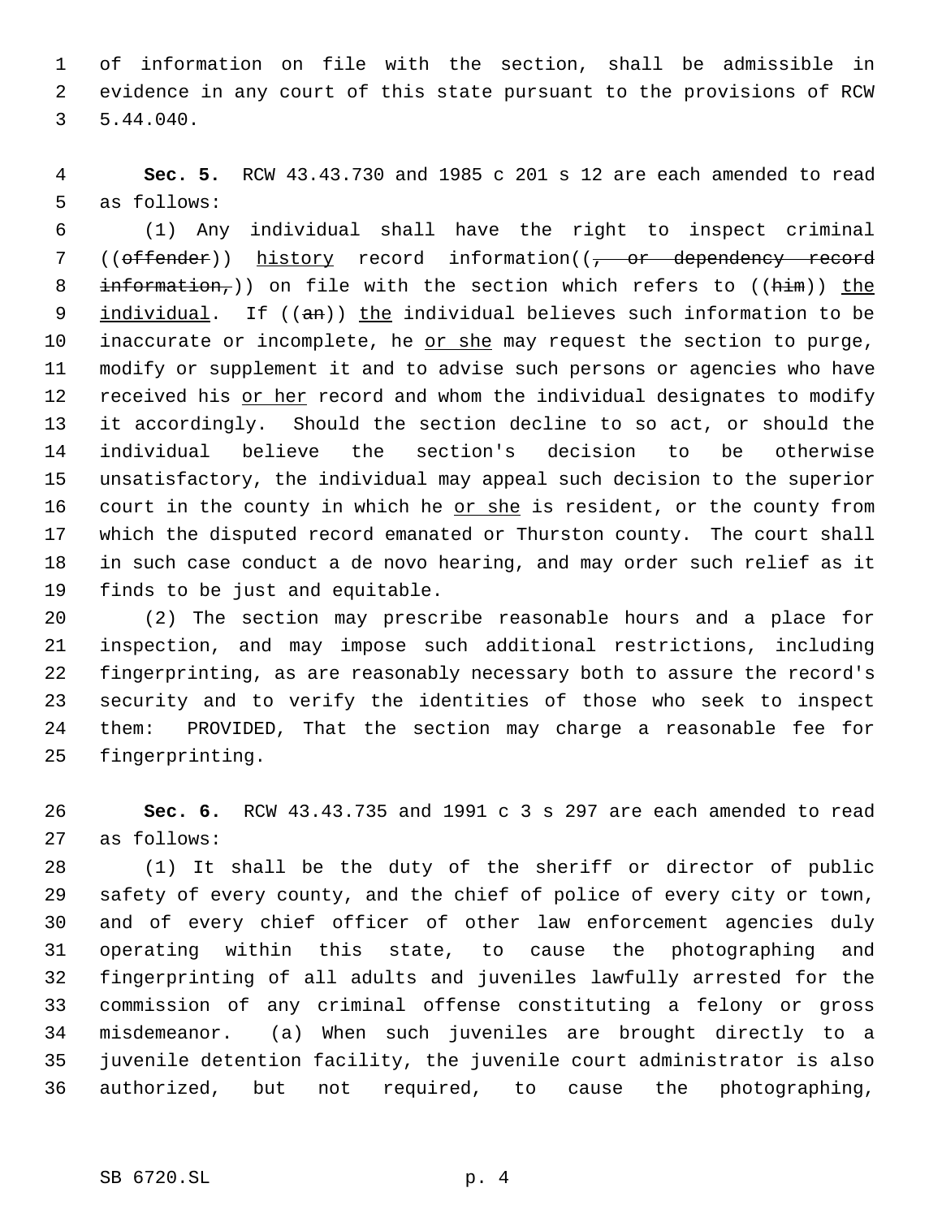of information on file with the section, shall be admissible in evidence in any court of this state pursuant to the provisions of RCW 5.44.040.

**Sec. 5.** RCW 43.43.730 and 1985 c 201 s 12 are each amended to read as follows:

(1) Any individual shall have the right to inspect criminal ((~~offender~~)) <u>history</u> record information((~~, or dependency record information,~~)) on file with the section which refers to ((~~him~~)) <u>the individual</u>. If ((~~an~~)) <u>the</u> individual believes such information to be inaccurate or incomplete, he <u>or she</u> may request the section to purge, modify or supplement it and to advise such persons or agencies who have received his <u>or her</u> record and whom the individual designates to modify it accordingly. Should the section decline to so act, or should the individual believe the section's decision to be otherwise unsatisfactory, the individual may appeal such decision to the superior court in the county in which he <u>or she</u> is resident, or the county from which the disputed record emanated or Thurston county. The court shall in such case conduct a de novo hearing, and may order such relief as it finds to be just and equitable.

(2) The section may prescribe reasonable hours and a place for inspection, and may impose such additional restrictions, including fingerprinting, as are reasonably necessary both to assure the record's security and to verify the identities of those who seek to inspect them: PROVIDED, That the section may charge a reasonable fee for fingerprinting.

**Sec. 6.** RCW 43.43.735 and 1991 c 3 s 297 are each amended to read as follows:

(1) It shall be the duty of the sheriff or director of public safety of every county, and the chief of police of every city or town, and of every chief officer of other law enforcement agencies duly operating within this state, to cause the photographing and fingerprinting of all adults and juveniles lawfully arrested for the commission of any criminal offense constituting a felony or gross misdemeanor. (a) When such juveniles are brought directly to a juvenile detention facility, the juvenile court administrator is also authorized, but not required, to cause the photographing,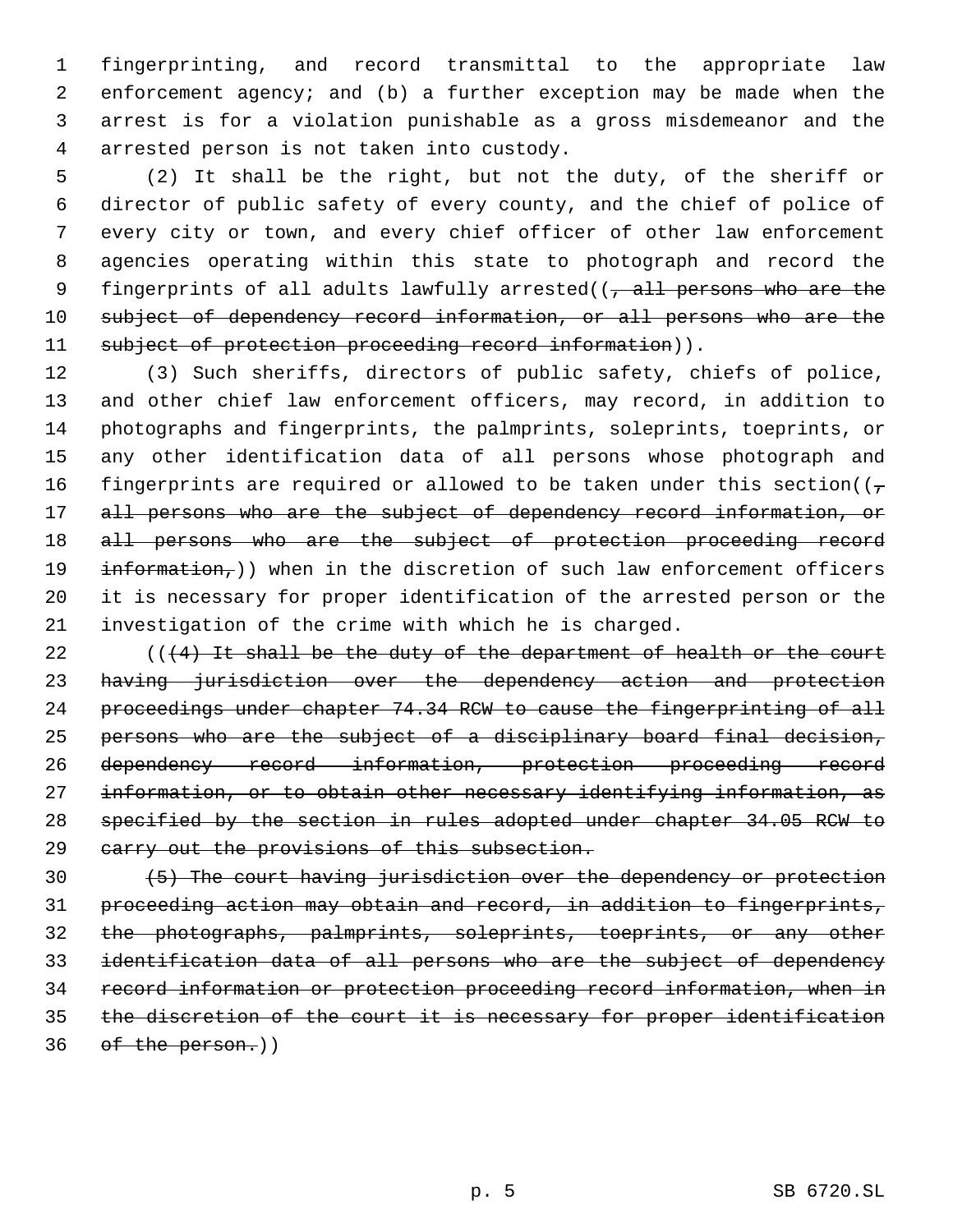fingerprinting, and record transmittal to the appropriate law enforcement agency; and (b) a further exception may be made when the arrest is for a violation punishable as a gross misdemeanor and the arrested person is not taken into custody.

(2) It shall be the right, but not the duty, of the sheriff or director of public safety of every county, and the chief of police of every city or town, and every chief officer of other law enforcement agencies operating within this state to photograph and record the fingerprints of all adults lawfully arrested((~~, all persons who are the subject of dependency record information, or all persons who are the subject of protection proceeding record information~~)).

(3) Such sheriffs, directors of public safety, chiefs of police, and other chief law enforcement officers, may record, in addition to photographs and fingerprints, the palmprints, soleprints, toeprints, or any other identification data of all persons whose photograph and fingerprints are required or allowed to be taken under this section((~~, all persons who are the subject of dependency record information, or all persons who are the subject of protection proceeding record information,~~)) when in the discretion of such law enforcement officers it is necessary for proper identification of the arrested person or the investigation of the crime with which he is charged.

((~~(4) It shall be the duty of the department of health or the court having jurisdiction over the dependency action and protection proceedings under chapter 74.34 RCW to cause the fingerprinting of all persons who are the subject of a disciplinary board final decision, dependency record information, protection proceeding record information, or to obtain other necessary identifying information, as specified by the section in rules adopted under chapter 34.05 RCW to carry out the provisions of this subsection.~~

~~(5) The court having jurisdiction over the dependency or protection proceeding action may obtain and record, in addition to fingerprints, the photographs, palmprints, soleprints, toeprints, or any other identification data of all persons who are the subject of dependency record information or protection proceeding record information, when in the discretion of the court it is necessary for proper identification of the person.~~))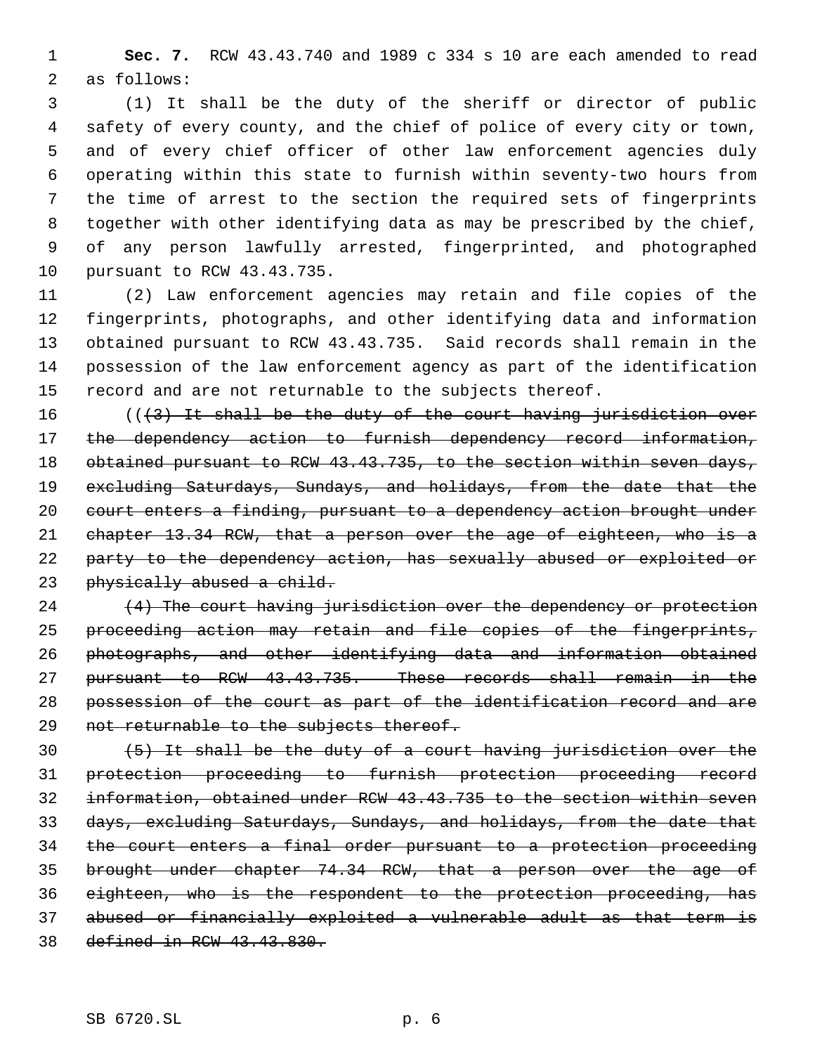**Sec. 7.** RCW 43.43.740 and 1989 c 334 s 10 are each amended to read as follows:

(1) It shall be the duty of the sheriff or director of public safety of every county, and the chief of police of every city or town, and of every chief officer of other law enforcement agencies duly operating within this state to furnish within seventy-two hours from the time of arrest to the section the required sets of fingerprints together with other identifying data as may be prescribed by the chief, of any person lawfully arrested, fingerprinted, and photographed pursuant to RCW 43.43.735.

(2) Law enforcement agencies may retain and file copies of the fingerprints, photographs, and other identifying data and information obtained pursuant to RCW 43.43.735. Said records shall remain in the possession of the law enforcement agency as part of the identification record and are not returnable to the subjects thereof.

((~~(3) It shall be the duty of the court having jurisdiction over the dependency action to furnish dependency record information, obtained pursuant to RCW 43.43.735, to the section within seven days, excluding Saturdays, Sundays, and holidays, from the date that the court enters a finding, pursuant to a dependency action brought under chapter 13.34 RCW, that a person over the age of eighteen, who is a party to the dependency action, has sexually abused or exploited or physically abused a child.~~

~~(4) The court having jurisdiction over the dependency or protection proceeding action may retain and file copies of the fingerprints, photographs, and other identifying data and information obtained pursuant to RCW 43.43.735. These records shall remain in the possession of the court as part of the identification record and are not returnable to the subjects thereof.~~

~~(5) It shall be the duty of a court having jurisdiction over the protection proceeding to furnish protection proceeding record information, obtained under RCW 43.43.735 to the section within seven days, excluding Saturdays, Sundays, and holidays, from the date that the court enters a final order pursuant to a protection proceeding brought under chapter 74.34 RCW, that a person over the age of eighteen, who is the respondent to the protection proceeding, has abused or financially exploited a vulnerable adult as that term is defined in RCW 43.43.830.~~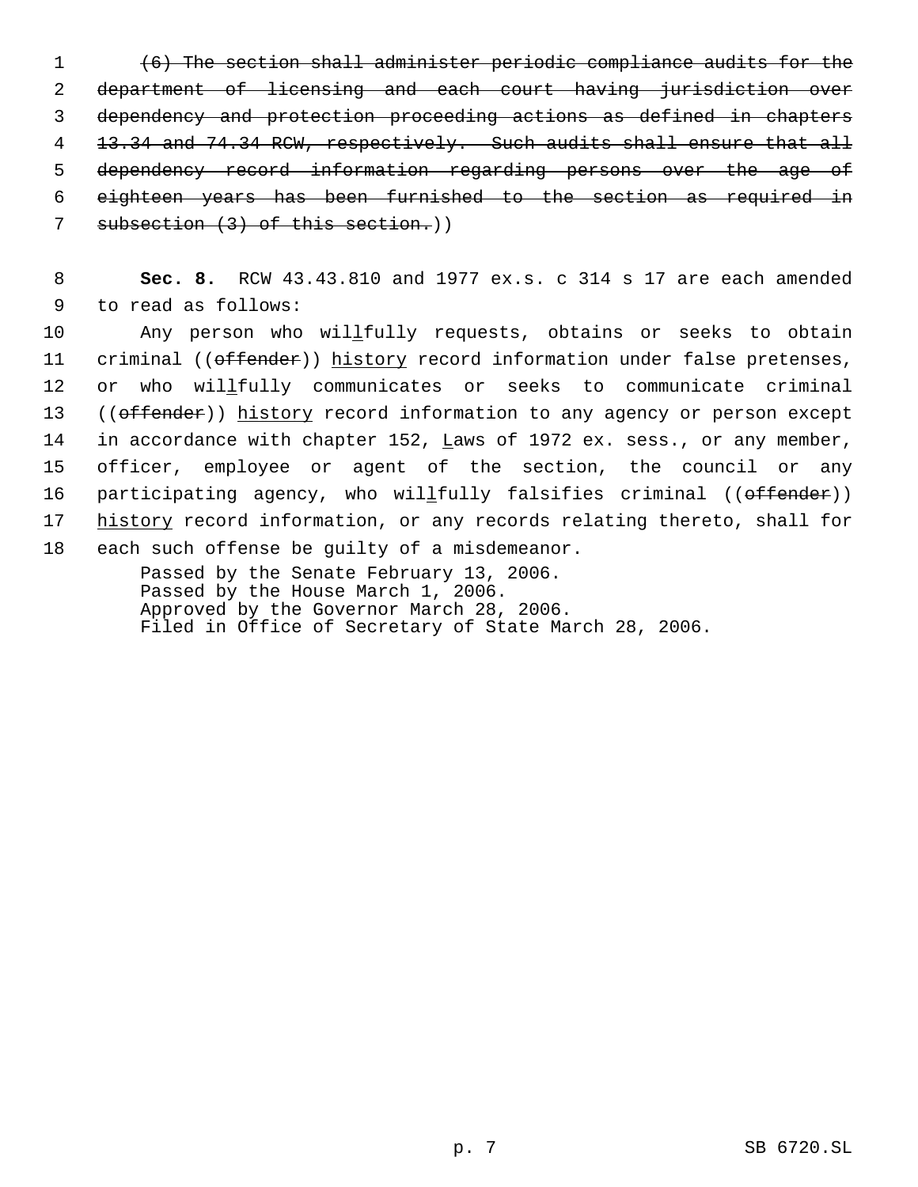~~(6) The section shall administer periodic compliance audits for the department of licensing and each court having jurisdiction over dependency and protection proceeding actions as defined in chapters 13.34 and 74.34 RCW, respectively. Such audits shall ensure that all dependency record information regarding persons over the age of eighteen years has been furnished to the section as required in subsection (3) of this section.~~))

**Sec. 8.** RCW 43.43.810 and 1977 ex.s. c 314 s 17 are each amended to read as follows:

Any person who wil<u>l</u>fully requests, obtains or seeks to obtain criminal ((~~offender~~)) <u>history</u> record information under false pretenses, or who wil<u>l</u>fully communicates or seeks to communicate criminal ((~~offender~~)) <u>history</u> record information to any agency or person except in accordance with chapter 152, <u>L</u>aws of 1972 ex. sess., or any member, officer, employee or agent of the section, the council or any participating agency, who wil<u>l</u>fully falsifies criminal ((~~offender~~)) <u>history</u> record information, or any records relating thereto, shall for each such offense be guilty of a misdemeanor.

Passed by the Senate February 13, 2006.
Passed by the House March 1, 2006.
Approved by the Governor March 28, 2006.
Filed in Office of Secretary of State March 28, 2006.